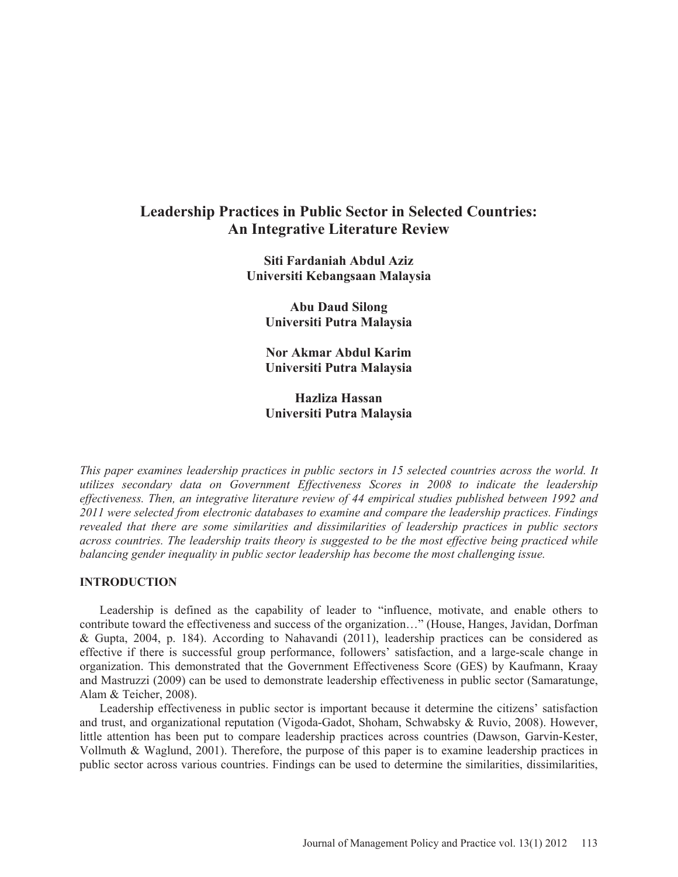# Leadership Practices in Public Sector in Selected Countries: An Integrative Literature Review

**Siti Fardaniah Abdul Aziz**
**Universiti Kebangsaan Malaysia**

**Abu Daud Silong**
**Universiti Putra Malaysia**

**Nor Akmar Abdul Karim**
**Universiti Putra Malaysia**

**Hazliza Hassan**
**Universiti Putra Malaysia**

*This paper examines leadership practices in public sectors in 15 selected countries across the world. It utilizes secondary data on Government Effectiveness Scores in 2008 to indicate the leadership effectiveness. Then, an integrative literature review of 44 empirical studies published between 1992 and 2011 were selected from electronic databases to examine and compare the leadership practices. Findings revealed that there are some similarities and dissimilarities of leadership practices in public sectors across countries. The leadership traits theory is suggested to be the most effective being practiced while balancing gender inequality in public sector leadership has become the most challenging issue.*

## INTRODUCTION

Leadership is defined as the capability of leader to "influence, motivate, and enable others to contribute toward the effectiveness and success of the organization…" (House, Hanges, Javidan, Dorfman & Gupta, 2004, p. 184). According to Nahavandi (2011), leadership practices can be considered as effective if there is successful group performance, followers' satisfaction, and a large-scale change in organization. This demonstrated that the Government Effectiveness Score (GES) by Kaufmann, Kraay and Mastruzzi (2009) can be used to demonstrate leadership effectiveness in public sector (Samaratunge, Alam & Teicher, 2008).

Leadership effectiveness in public sector is important because it determine the citizens' satisfaction and trust, and organizational reputation (Vigoda-Gadot, Shoham, Schwabsky & Ruvio, 2008). However, little attention has been put to compare leadership practices across countries (Dawson, Garvin-Kester, Vollmuth & Waglund, 2001). Therefore, the purpose of this paper is to examine leadership practices in public sector across various countries. Findings can be used to determine the similarities, dissimilarities,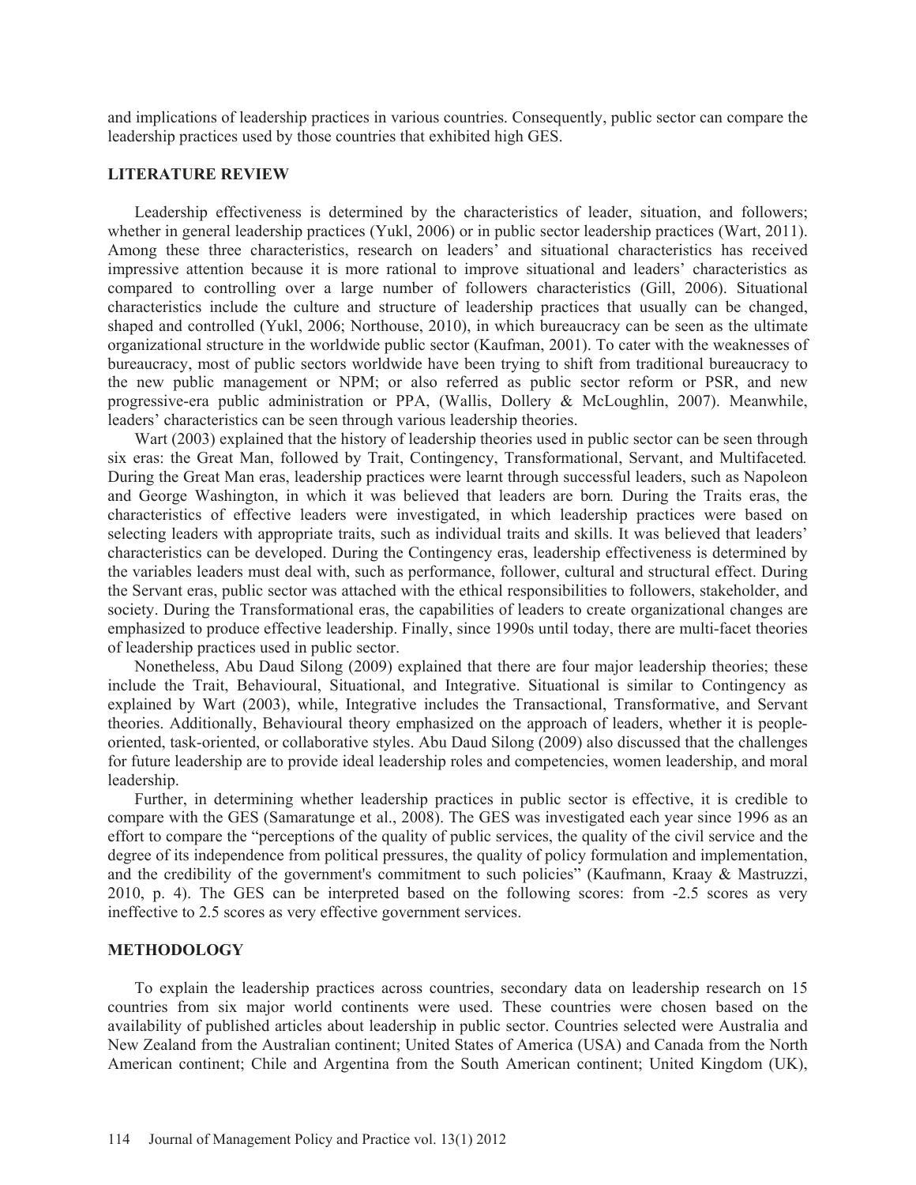and implications of leadership practices in various countries. Consequently, public sector can compare the leadership practices used by those countries that exhibited high GES.

## LITERATURE REVIEW

Leadership effectiveness is determined by the characteristics of leader, situation, and followers; whether in general leadership practices (Yukl, 2006) or in public sector leadership practices (Wart, 2011). Among these three characteristics, research on leaders' and situational characteristics has received impressive attention because it is more rational to improve situational and leaders' characteristics as compared to controlling over a large number of followers characteristics (Gill, 2006). Situational characteristics include the culture and structure of leadership practices that usually can be changed, shaped and controlled (Yukl, 2006; Northouse, 2010), in which bureaucracy can be seen as the ultimate organizational structure in the worldwide public sector (Kaufman, 2001). To cater with the weaknesses of bureaucracy, most of public sectors worldwide have been trying to shift from traditional bureaucracy to the new public management or NPM; or also referred as public sector reform or PSR, and new progressive-era public administration or PPA, (Wallis, Dollery & McLoughlin, 2007). Meanwhile, leaders' characteristics can be seen through various leadership theories.

Wart (2003) explained that the history of leadership theories used in public sector can be seen through six eras: the Great Man, followed by Trait, Contingency, Transformational, Servant, and Multifaceted. During the Great Man eras, leadership practices were learnt through successful leaders, such as Napoleon and George Washington, in which it was believed that leaders are born. During the Traits eras, the characteristics of effective leaders were investigated, in which leadership practices were based on selecting leaders with appropriate traits, such as individual traits and skills. It was believed that leaders' characteristics can be developed. During the Contingency eras, leadership effectiveness is determined by the variables leaders must deal with, such as performance, follower, cultural and structural effect. During the Servant eras, public sector was attached with the ethical responsibilities to followers, stakeholder, and society. During the Transformational eras, the capabilities of leaders to create organizational changes are emphasized to produce effective leadership. Finally, since 1990s until today, there are multi-facet theories of leadership practices used in public sector.

Nonetheless, Abu Daud Silong (2009) explained that there are four major leadership theories; these include the Trait, Behavioural, Situational, and Integrative. Situational is similar to Contingency as explained by Wart (2003), while, Integrative includes the Transactional, Transformative, and Servant theories. Additionally, Behavioural theory emphasized on the approach of leaders, whether it is people-oriented, task-oriented, or collaborative styles. Abu Daud Silong (2009) also discussed that the challenges for future leadership are to provide ideal leadership roles and competencies, women leadership, and moral leadership.

Further, in determining whether leadership practices in public sector is effective, it is credible to compare with the GES (Samaratunge et al., 2008). The GES was investigated each year since 1996 as an effort to compare the "perceptions of the quality of public services, the quality of the civil service and the degree of its independence from political pressures, the quality of policy formulation and implementation, and the credibility of the government's commitment to such policies" (Kaufmann, Kraay & Mastruzzi, 2010, p. 4). The GES can be interpreted based on the following scores: from -2.5 scores as very ineffective to 2.5 scores as very effective government services.

## METHODOLOGY

To explain the leadership practices across countries, secondary data on leadership research on 15 countries from six major world continents were used. These countries were chosen based on the availability of published articles about leadership in public sector. Countries selected were Australia and New Zealand from the Australian continent; United States of America (USA) and Canada from the North American continent; Chile and Argentina from the South American continent; United Kingdom (UK),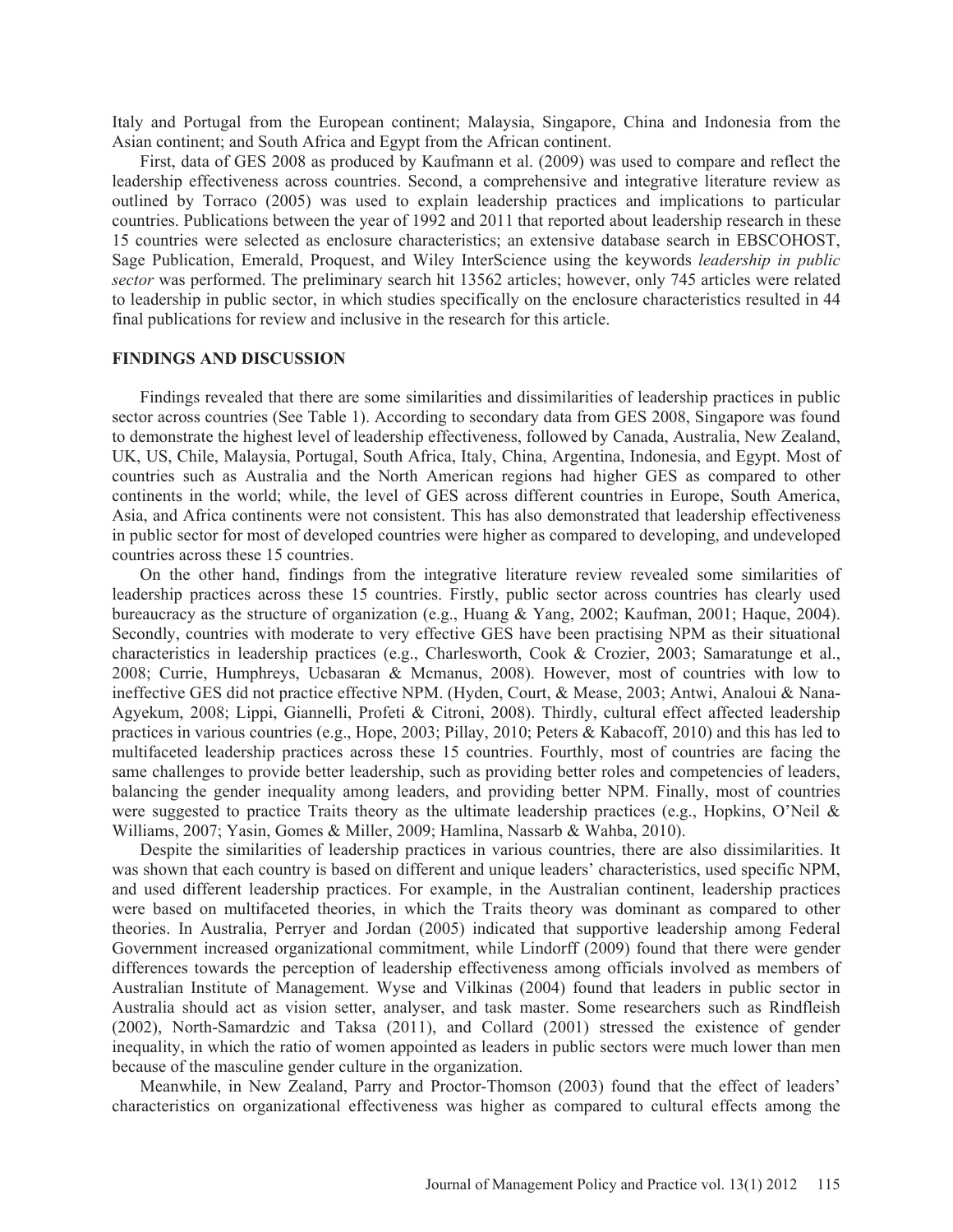Italy and Portugal from the European continent; Malaysia, Singapore, China and Indonesia from the Asian continent; and South Africa and Egypt from the African continent.

First, data of GES 2008 as produced by Kaufmann et al. (2009) was used to compare and reflect the leadership effectiveness across countries. Second, a comprehensive and integrative literature review as outlined by Torraco (2005) was used to explain leadership practices and implications to particular countries. Publications between the year of 1992 and 2011 that reported about leadership research in these 15 countries were selected as enclosure characteristics; an extensive database search in EBSCOHOST, Sage Publication, Emerald, Proquest, and Wiley InterScience using the keywords *leadership in public sector* was performed. The preliminary search hit 13562 articles; however, only 745 articles were related to leadership in public sector, in which studies specifically on the enclosure characteristics resulted in 44 final publications for review and inclusive in the research for this article.

## FINDINGS AND DISCUSSION

Findings revealed that there are some similarities and dissimilarities of leadership practices in public sector across countries (See Table 1). According to secondary data from GES 2008, Singapore was found to demonstrate the highest level of leadership effectiveness, followed by Canada, Australia, New Zealand, UK, US, Chile, Malaysia, Portugal, South Africa, Italy, China, Argentina, Indonesia, and Egypt. Most of countries such as Australia and the North American regions had higher GES as compared to other continents in the world; while, the level of GES across different countries in Europe, South America, Asia, and Africa continents were not consistent. This has also demonstrated that leadership effectiveness in public sector for most of developed countries were higher as compared to developing, and undeveloped countries across these 15 countries.

On the other hand, findings from the integrative literature review revealed some similarities of leadership practices across these 15 countries. Firstly, public sector across countries has clearly used bureaucracy as the structure of organization (e.g., Huang & Yang, 2002; Kaufman, 2001; Haque, 2004). Secondly, countries with moderate to very effective GES have been practising NPM as their situational characteristics in leadership practices (e.g., Charlesworth, Cook & Crozier, 2003; Samaratunge et al., 2008; Currie, Humphreys, Ucbasaran & Mcmanus, 2008). However, most of countries with low to ineffective GES did not practice effective NPM. (Hyden, Court, & Mease, 2003; Antwi, Analoui & Nana-Agyekum, 2008; Lippi, Giannelli, Profeti & Citroni, 2008). Thirdly, cultural effect affected leadership practices in various countries (e.g., Hope, 2003; Pillay, 2010; Peters & Kabacoff, 2010) and this has led to multifaceted leadership practices across these 15 countries. Fourthly, most of countries are facing the same challenges to provide better leadership, such as providing better roles and competencies of leaders, balancing the gender inequality among leaders, and providing better NPM. Finally, most of countries were suggested to practice Traits theory as the ultimate leadership practices (e.g., Hopkins, O'Neil & Williams, 2007; Yasin, Gomes & Miller, 2009; Hamlina, Nassarb & Wahba, 2010).

Despite the similarities of leadership practices in various countries, there are also dissimilarities. It was shown that each country is based on different and unique leaders' characteristics, used specific NPM, and used different leadership practices. For example, in the Australian continent, leadership practices were based on multifaceted theories, in which the Traits theory was dominant as compared to other theories. In Australia, Perryer and Jordan (2005) indicated that supportive leadership among Federal Government increased organizational commitment, while Lindorff (2009) found that there were gender differences towards the perception of leadership effectiveness among officials involved as members of Australian Institute of Management. Wyse and Vilkinas (2004) found that leaders in public sector in Australia should act as vision setter, analyser, and task master. Some researchers such as Rindfleish (2002), North-Samardzic and Taksa (2011), and Collard (2001) stressed the existence of gender inequality, in which the ratio of women appointed as leaders in public sectors were much lower than men because of the masculine gender culture in the organization.

Meanwhile, in New Zealand, Parry and Proctor-Thomson (2003) found that the effect of leaders' characteristics on organizational effectiveness was higher as compared to cultural effects among the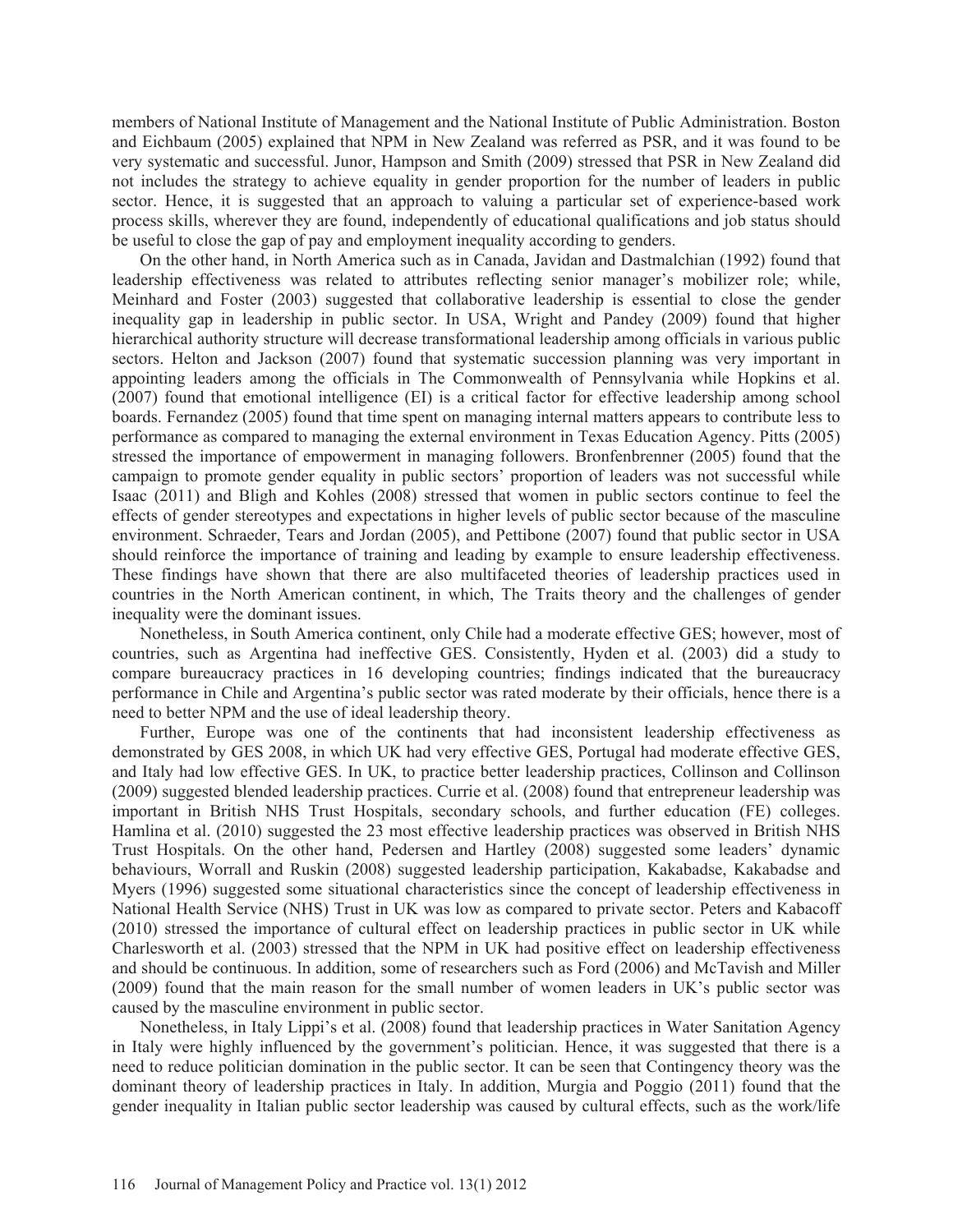members of National Institute of Management and the National Institute of Public Administration. Boston and Eichbaum (2005) explained that NPM in New Zealand was referred as PSR, and it was found to be very systematic and successful. Junor, Hampson and Smith (2009) stressed that PSR in New Zealand did not includes the strategy to achieve equality in gender proportion for the number of leaders in public sector. Hence, it is suggested that an approach to valuing a particular set of experience-based work process skills, wherever they are found, independently of educational qualifications and job status should be useful to close the gap of pay and employment inequality according to genders.

On the other hand, in North America such as in Canada, Javidan and Dastmalchian (1992) found that leadership effectiveness was related to attributes reflecting senior manager's mobilizer role; while, Meinhard and Foster (2003) suggested that collaborative leadership is essential to close the gender inequality gap in leadership in public sector. In USA, Wright and Pandey (2009) found that higher hierarchical authority structure will decrease transformational leadership among officials in various public sectors. Helton and Jackson (2007) found that systematic succession planning was very important in appointing leaders among the officials in The Commonwealth of Pennsylvania while Hopkins et al. (2007) found that emotional intelligence (EI) is a critical factor for effective leadership among school boards. Fernandez (2005) found that time spent on managing internal matters appears to contribute less to performance as compared to managing the external environment in Texas Education Agency. Pitts (2005) stressed the importance of empowerment in managing followers. Bronfenbrenner (2005) found that the campaign to promote gender equality in public sectors' proportion of leaders was not successful while Isaac (2011) and Bligh and Kohles (2008) stressed that women in public sectors continue to feel the effects of gender stereotypes and expectations in higher levels of public sector because of the masculine environment. Schraeder, Tears and Jordan (2005), and Pettibone (2007) found that public sector in USA should reinforce the importance of training and leading by example to ensure leadership effectiveness. These findings have shown that there are also multifaceted theories of leadership practices used in countries in the North American continent, in which, The Traits theory and the challenges of gender inequality were the dominant issues.

Nonetheless, in South America continent, only Chile had a moderate effective GES; however, most of countries, such as Argentina had ineffective GES. Consistently, Hyden et al. (2003) did a study to compare bureaucracy practices in 16 developing countries; findings indicated that the bureaucracy performance in Chile and Argentina's public sector was rated moderate by their officials, hence there is a need to better NPM and the use of ideal leadership theory.

Further, Europe was one of the continents that had inconsistent leadership effectiveness as demonstrated by GES 2008, in which UK had very effective GES, Portugal had moderate effective GES, and Italy had low effective GES. In UK, to practice better leadership practices, Collinson and Collinson (2009) suggested blended leadership practices. Currie et al. (2008) found that entrepreneur leadership was important in British NHS Trust Hospitals, secondary schools, and further education (FE) colleges. Hamlina et al. (2010) suggested the 23 most effective leadership practices was observed in British NHS Trust Hospitals. On the other hand, Pedersen and Hartley (2008) suggested some leaders' dynamic behaviours, Worrall and Ruskin (2008) suggested leadership participation, Kakabadse, Kakabadse and Myers (1996) suggested some situational characteristics since the concept of leadership effectiveness in National Health Service (NHS) Trust in UK was low as compared to private sector. Peters and Kabacoff (2010) stressed the importance of cultural effect on leadership practices in public sector in UK while Charlesworth et al. (2003) stressed that the NPM in UK had positive effect on leadership effectiveness and should be continuous. In addition, some of researchers such as Ford (2006) and McTavish and Miller (2009) found that the main reason for the small number of women leaders in UK's public sector was caused by the masculine environment in public sector.

Nonetheless, in Italy Lippi's et al. (2008) found that leadership practices in Water Sanitation Agency in Italy were highly influenced by the government's politician. Hence, it was suggested that there is a need to reduce politician domination in the public sector. It can be seen that Contingency theory was the dominant theory of leadership practices in Italy. In addition, Murgia and Poggio (2011) found that the gender inequality in Italian public sector leadership was caused by cultural effects, such as the work/life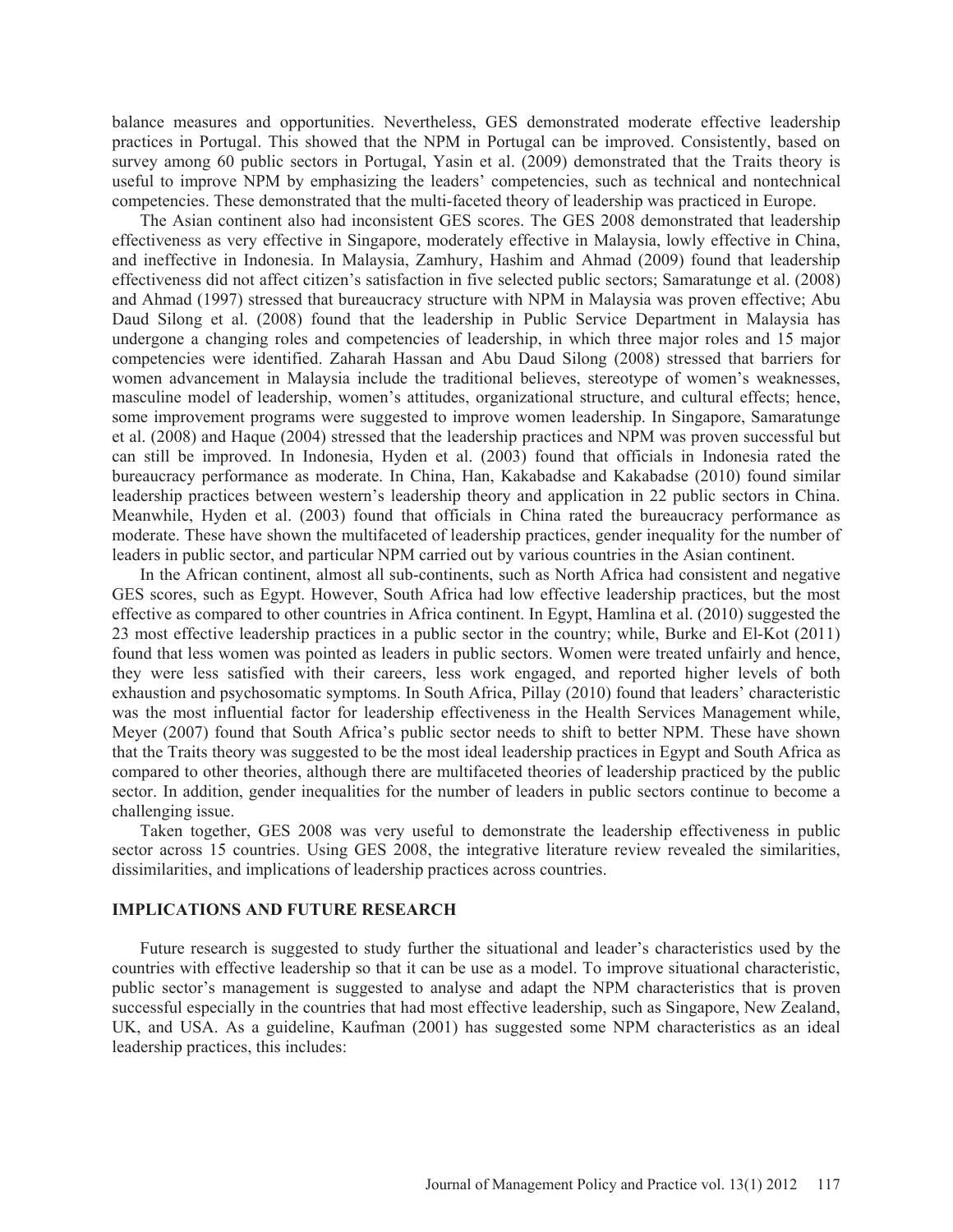balance measures and opportunities. Nevertheless, GES demonstrated moderate effective leadership practices in Portugal. This showed that the NPM in Portugal can be improved. Consistently, based on survey among 60 public sectors in Portugal, Yasin et al. (2009) demonstrated that the Traits theory is useful to improve NPM by emphasizing the leaders' competencies, such as technical and nontechnical competencies. These demonstrated that the multi-faceted theory of leadership was practiced in Europe.

The Asian continent also had inconsistent GES scores. The GES 2008 demonstrated that leadership effectiveness as very effective in Singapore, moderately effective in Malaysia, lowly effective in China, and ineffective in Indonesia. In Malaysia, Zamhury, Hashim and Ahmad (2009) found that leadership effectiveness did not affect citizen's satisfaction in five selected public sectors; Samaratunge et al. (2008) and Ahmad (1997) stressed that bureaucracy structure with NPM in Malaysia was proven effective; Abu Daud Silong et al. (2008) found that the leadership in Public Service Department in Malaysia has undergone a changing roles and competencies of leadership, in which three major roles and 15 major competencies were identified. Zaharah Hassan and Abu Daud Silong (2008) stressed that barriers for women advancement in Malaysia include the traditional believes, stereotype of women's weaknesses, masculine model of leadership, women's attitudes, organizational structure, and cultural effects; hence, some improvement programs were suggested to improve women leadership. In Singapore, Samaratunge et al. (2008) and Haque (2004) stressed that the leadership practices and NPM was proven successful but can still be improved. In Indonesia, Hyden et al. (2003) found that officials in Indonesia rated the bureaucracy performance as moderate. In China, Han, Kakabadse and Kakabadse (2010) found similar leadership practices between western's leadership theory and application in 22 public sectors in China. Meanwhile, Hyden et al. (2003) found that officials in China rated the bureaucracy performance as moderate. These have shown the multifaceted of leadership practices, gender inequality for the number of leaders in public sector, and particular NPM carried out by various countries in the Asian continent.

In the African continent, almost all sub-continents, such as North Africa had consistent and negative GES scores, such as Egypt. However, South Africa had low effective leadership practices, but the most effective as compared to other countries in Africa continent. In Egypt, Hamlina et al. (2010) suggested the 23 most effective leadership practices in a public sector in the country; while, Burke and El-Kot (2011) found that less women was pointed as leaders in public sectors. Women were treated unfairly and hence, they were less satisfied with their careers, less work engaged, and reported higher levels of both exhaustion and psychosomatic symptoms. In South Africa, Pillay (2010) found that leaders' characteristic was the most influential factor for leadership effectiveness in the Health Services Management while, Meyer (2007) found that South Africa's public sector needs to shift to better NPM. These have shown that the Traits theory was suggested to be the most ideal leadership practices in Egypt and South Africa as compared to other theories, although there are multifaceted theories of leadership practiced by the public sector. In addition, gender inequalities for the number of leaders in public sectors continue to become a challenging issue.

Taken together, GES 2008 was very useful to demonstrate the leadership effectiveness in public sector across 15 countries. Using GES 2008, the integrative literature review revealed the similarities, dissimilarities, and implications of leadership practices across countries.

## IMPLICATIONS AND FUTURE RESEARCH

Future research is suggested to study further the situational and leader's characteristics used by the countries with effective leadership so that it can be use as a model. To improve situational characteristic, public sector's management is suggested to analyse and adapt the NPM characteristics that is proven successful especially in the countries that had most effective leadership, such as Singapore, New Zealand, UK, and USA. As a guideline, Kaufman (2001) has suggested some NPM characteristics as an ideal leadership practices, this includes: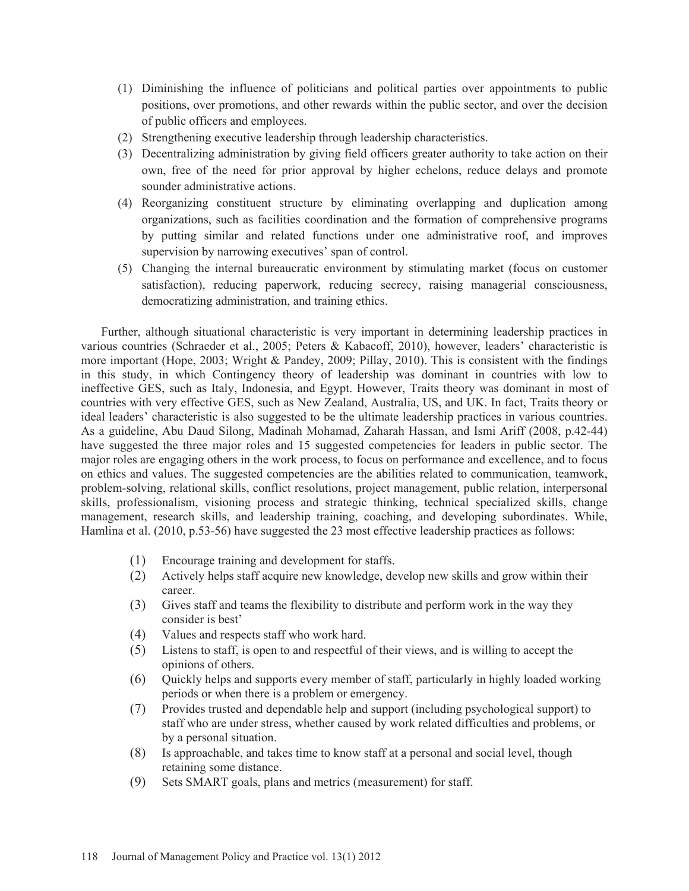(1) Diminishing the influence of politicians and political parties over appointments to public positions, over promotions, and other rewards within the public sector, and over the decision of public officers and employees.
(2) Strengthening executive leadership through leadership characteristics.
(3) Decentralizing administration by giving field officers greater authority to take action on their own, free of the need for prior approval by higher echelons, reduce delays and promote sounder administrative actions.
(4) Reorganizing constituent structure by eliminating overlapping and duplication among organizations, such as facilities coordination and the formation of comprehensive programs by putting similar and related functions under one administrative roof, and improves supervision by narrowing executives' span of control.
(5) Changing the internal bureaucratic environment by stimulating market (focus on customer satisfaction), reducing paperwork, reducing secrecy, raising managerial consciousness, democratizing administration, and training ethics.

Further, although situational characteristic is very important in determining leadership practices in various countries (Schraeder et al., 2005; Peters & Kabacoff, 2010), however, leaders' characteristic is more important (Hope, 2003; Wright & Pandey, 2009; Pillay, 2010). This is consistent with the findings in this study, in which Contingency theory of leadership was dominant in countries with low to ineffective GES, such as Italy, Indonesia, and Egypt. However, Traits theory was dominant in most of countries with very effective GES, such as New Zealand, Australia, US, and UK. In fact, Traits theory or ideal leaders' characteristic is also suggested to be the ultimate leadership practices in various countries. As a guideline, Abu Daud Silong, Madinah Mohamad, Zaharah Hassan, and Ismi Ariff (2008, p.42-44) have suggested the three major roles and 15 suggested competencies for leaders in public sector. The major roles are engaging others in the work process, to focus on performance and excellence, and to focus on ethics and values. The suggested competencies are the abilities related to communication, teamwork, problem-solving, relational skills, conflict resolutions, project management, public relation, interpersonal skills, professionalism, visioning process and strategic thinking, technical specialized skills, change management, research skills, and leadership training, coaching, and developing subordinates. While, Hamlina et al. (2010, p.53-56) have suggested the 23 most effective leadership practices as follows:

(1) Encourage training and development for staffs.
(2) Actively helps staff acquire new knowledge, develop new skills and grow within their career.
(3) Gives staff and teams the flexibility to distribute and perform work in the way they consider is best'
(4) Values and respects staff who work hard.
(5) Listens to staff, is open to and respectful of their views, and is willing to accept the opinions of others.
(6) Quickly helps and supports every member of staff, particularly in highly loaded working periods or when there is a problem or emergency.
(7) Provides trusted and dependable help and support (including psychological support) to staff who are under stress, whether caused by work related difficulties and problems, or by a personal situation.
(8) Is approachable, and takes time to know staff at a personal and social level, though retaining some distance.
(9) Sets SMART goals, plans and metrics (measurement) for staff.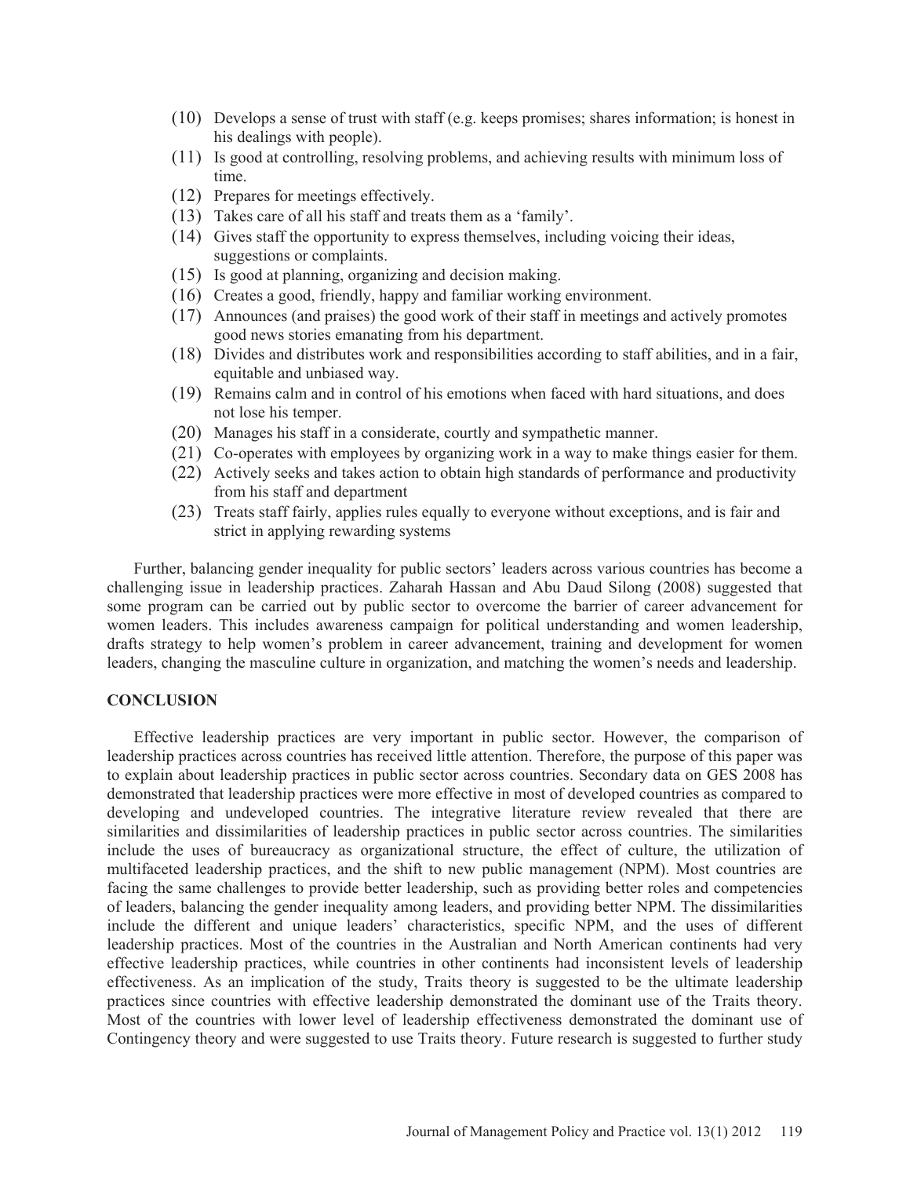(10) Develops a sense of trust with staff (e.g. keeps promises; shares information; is honest in his dealings with people).
(11) Is good at controlling, resolving problems, and achieving results with minimum loss of time.
(12) Prepares for meetings effectively.
(13) Takes care of all his staff and treats them as a 'family'.
(14) Gives staff the opportunity to express themselves, including voicing their ideas, suggestions or complaints.
(15) Is good at planning, organizing and decision making.
(16) Creates a good, friendly, happy and familiar working environment.
(17) Announces (and praises) the good work of their staff in meetings and actively promotes good news stories emanating from his department.
(18) Divides and distributes work and responsibilities according to staff abilities, and in a fair, equitable and unbiased way.
(19) Remains calm and in control of his emotions when faced with hard situations, and does not lose his temper.
(20) Manages his staff in a considerate, courtly and sympathetic manner.
(21) Co-operates with employees by organizing work in a way to make things easier for them.
(22) Actively seeks and takes action to obtain high standards of performance and productivity from his staff and department
(23) Treats staff fairly, applies rules equally to everyone without exceptions, and is fair and strict in applying rewarding systems

Further, balancing gender inequality for public sectors' leaders across various countries has become a challenging issue in leadership practices. Zaharah Hassan and Abu Daud Silong (2008) suggested that some program can be carried out by public sector to overcome the barrier of career advancement for women leaders. This includes awareness campaign for political understanding and women leadership, drafts strategy to help women's problem in career advancement, training and development for women leaders, changing the masculine culture in organization, and matching the women's needs and leadership.

## CONCLUSION

Effective leadership practices are very important in public sector. However, the comparison of leadership practices across countries has received little attention. Therefore, the purpose of this paper was to explain about leadership practices in public sector across countries. Secondary data on GES 2008 has demonstrated that leadership practices were more effective in most of developed countries as compared to developing and undeveloped countries. The integrative literature review revealed that there are similarities and dissimilarities of leadership practices in public sector across countries. The similarities include the uses of bureaucracy as organizational structure, the effect of culture, the utilization of multifaceted leadership practices, and the shift to new public management (NPM). Most countries are facing the same challenges to provide better leadership, such as providing better roles and competencies of leaders, balancing the gender inequality among leaders, and providing better NPM. The dissimilarities include the different and unique leaders' characteristics, specific NPM, and the uses of different leadership practices. Most of the countries in the Australian and North American continents had very effective leadership practices, while countries in other continents had inconsistent levels of leadership effectiveness. As an implication of the study, Traits theory is suggested to be the ultimate leadership practices since countries with effective leadership demonstrated the dominant use of the Traits theory. Most of the countries with lower level of leadership effectiveness demonstrated the dominant use of Contingency theory and were suggested to use Traits theory. Future research is suggested to further study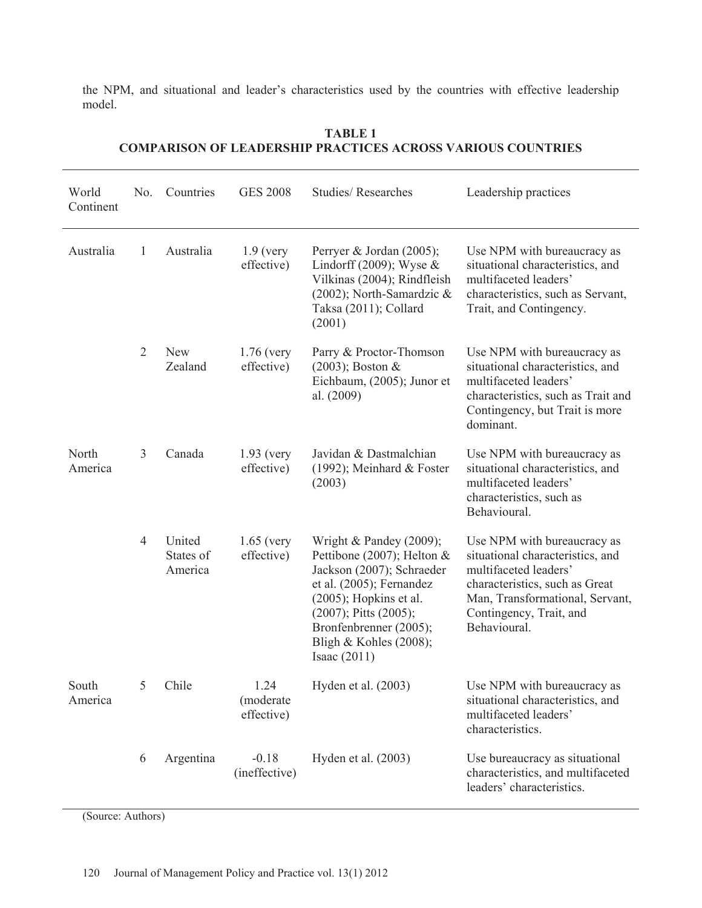the NPM, and situational and leader's characteristics used by the countries with effective leadership model.

**TABLE 1**
**COMPARISON OF LEADERSHIP PRACTICES ACROSS VARIOUS COUNTRIES**

| World Continent | No. | Countries | GES 2008 | Studies/ Researches | Leadership practices |
|---|---|---|---|---|---|
| Australia | 1 | Australia | 1.9 (very effective) | Perryer & Jordan (2005); Lindorff (2009); Wyse & Vilkinas (2004); Rindfleish (2002); North-Samardzic & Taksa (2011); Collard (2001) | Use NPM with bureaucracy as situational characteristics, and multifaceted leaders' characteristics, such as Servant, Trait, and Contingency. |
| | 2 | New Zealand | 1.76 (very effective) | Parry & Proctor-Thomson (2003); Boston & Eichbaum, (2005); Junor et al. (2009) | Use NPM with bureaucracy as situational characteristics, and multifaceted leaders' characteristics, such as Trait and Contingency, but Trait is more dominant. |
| North America | 3 | Canada | 1.93 (very effective) | Javidan & Dastmalchian (1992); Meinhard & Foster (2003) | Use NPM with bureaucracy as situational characteristics, and multifaceted leaders' characteristics, such as Behavioural. |
| | 4 | United States of America | 1.65 (very effective) | Wright & Pandey (2009); Pettibone (2007); Helton & Jackson (2007); Schraeder et al. (2005); Fernandez (2005); Hopkins et al. (2007); Pitts (2005); Bronfenbrenner (2005); Bligh & Kohles (2008); Isaac (2011) | Use NPM with bureaucracy as situational characteristics, and multifaceted leaders' characteristics, such as Great Man, Transformational, Servant, Contingency, Trait, and Behavioural. |
| South America | 5 | Chile | 1.24 (moderate effective) | Hyden et al. (2003) | Use NPM with bureaucracy as situational characteristics, and multifaceted leaders' characteristics. |
| | 6 | Argentina | -0.18 (ineffective) | Hyden et al. (2003) | Use bureaucracy as situational characteristics, and multifaceted leaders' characteristics. |

(Source: Authors)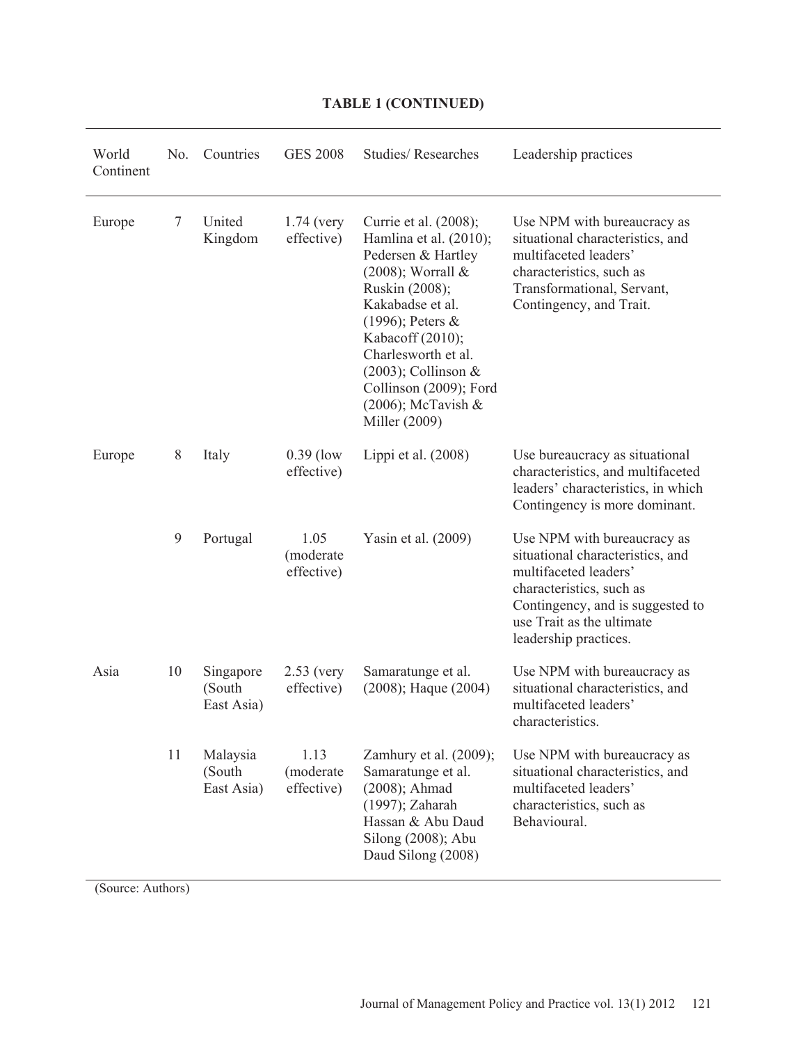**TABLE 1 (CONTINUED)**

| World Continent | No. | Countries | GES 2008 | Studies/ Researches | Leadership practices |
|---|---|---|---|---|---|
| Europe | 7 | United Kingdom | 1.74 (very effective) | Currie et al. (2008); Hamlina et al. (2010); Pedersen & Hartley (2008); Worrall & Ruskin (2008); Kakabadse et al. (1996); Peters & Kabacoff (2010); Charlesworth et al. (2003); Collinson & Collinson (2009); Ford (2006); McTavish & Miller (2009) | Use NPM with bureaucracy as situational characteristics, and multifaceted leaders' characteristics, such as Transformational, Servant, Contingency, and Trait. |
| Europe | 8 | Italy | 0.39 (low effective) | Lippi et al. (2008) | Use bureaucracy as situational characteristics, and multifaceted leaders' characteristics, in which Contingency is more dominant. |
| | 9 | Portugal | 1.05 (moderate effective) | Yasin et al. (2009) | Use NPM with bureaucracy as situational characteristics, and multifaceted leaders' characteristics, such as Contingency, and is suggested to use Trait as the ultimate leadership practices. |
| Asia | 10 | Singapore (South East Asia) | 2.53 (very effective) | Samaratunge et al. (2008); Haque (2004) | Use NPM with bureaucracy as situational characteristics, and multifaceted leaders' characteristics. |
| | 11 | Malaysia (South East Asia) | 1.13 (moderate effective) | Zamhury et al. (2009); Samaratunge et al. (2008); Ahmad (1997); Zaharah Hassan & Abu Daud Silong (2008); Abu Daud Silong (2008) | Use NPM with bureaucracy as situational characteristics, and multifaceted leaders' characteristics, such as Behavioural. |

(Source: Authors)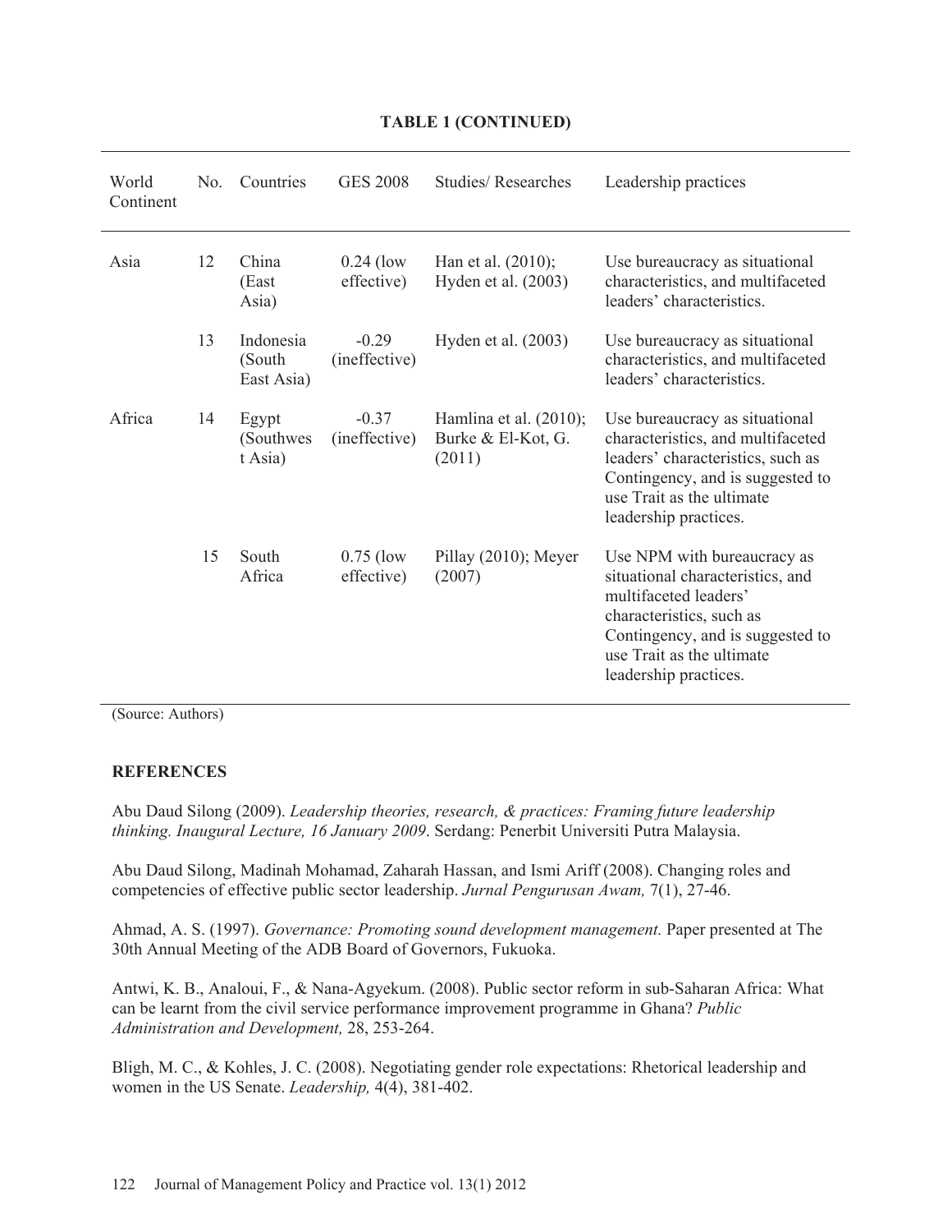**TABLE 1 (CONTINUED)**

| World Continent | No. | Countries | GES 2008 | Studies/ Researches | Leadership practices |
|---|---|---|---|---|---|
| Asia | 12 | China (East Asia) | 0.24 (low effective) | Han et al. (2010); Hyden et al. (2003) | Use bureaucracy as situational characteristics, and multifaceted leaders' characteristics. |
| | 13 | Indonesia (South East Asia) | -0.29 (ineffective) | Hyden et al. (2003) | Use bureaucracy as situational characteristics, and multifaceted leaders' characteristics. |
| Africa | 14 | Egypt (Southwest Asia) | -0.37 (ineffective) | Hamlina et al. (2010); Burke & El-Kot, G. (2011) | Use bureaucracy as situational characteristics, and multifaceted leaders' characteristics, such as Contingency, and is suggested to use Trait as the ultimate leadership practices. |
| | 15 | South Africa | 0.75 (low effective) | Pillay (2010); Meyer (2007) | Use NPM with bureaucracy as situational characteristics, and multifaceted leaders' characteristics, such as Contingency, and is suggested to use Trait as the ultimate leadership practices. |

(Source: Authors)

## REFERENCES

Abu Daud Silong (2009). *Leadership theories, research, & practices: Framing future leadership thinking. Inaugural Lecture, 16 January 2009*. Serdang: Penerbit Universiti Putra Malaysia.

Abu Daud Silong, Madinah Mohamad, Zaharah Hassan, and Ismi Ariff (2008). Changing roles and competencies of effective public sector leadership. *Jurnal Pengurusan Awam,* 7(1), 27-46.

Ahmad, A. S. (1997). *Governance: Promoting sound development management.* Paper presented at The 30th Annual Meeting of the ADB Board of Governors, Fukuoka.

Antwi, K. B., Analoui, F., & Nana-Agyekum. (2008). Public sector reform in sub-Saharan Africa: What can be learnt from the civil service performance improvement programme in Ghana? *Public Administration and Development,* 28, 253-264.

Bligh, M. C., & Kohles, J. C. (2008). Negotiating gender role expectations: Rhetorical leadership and women in the US Senate. *Leadership,* 4(4), 381-402.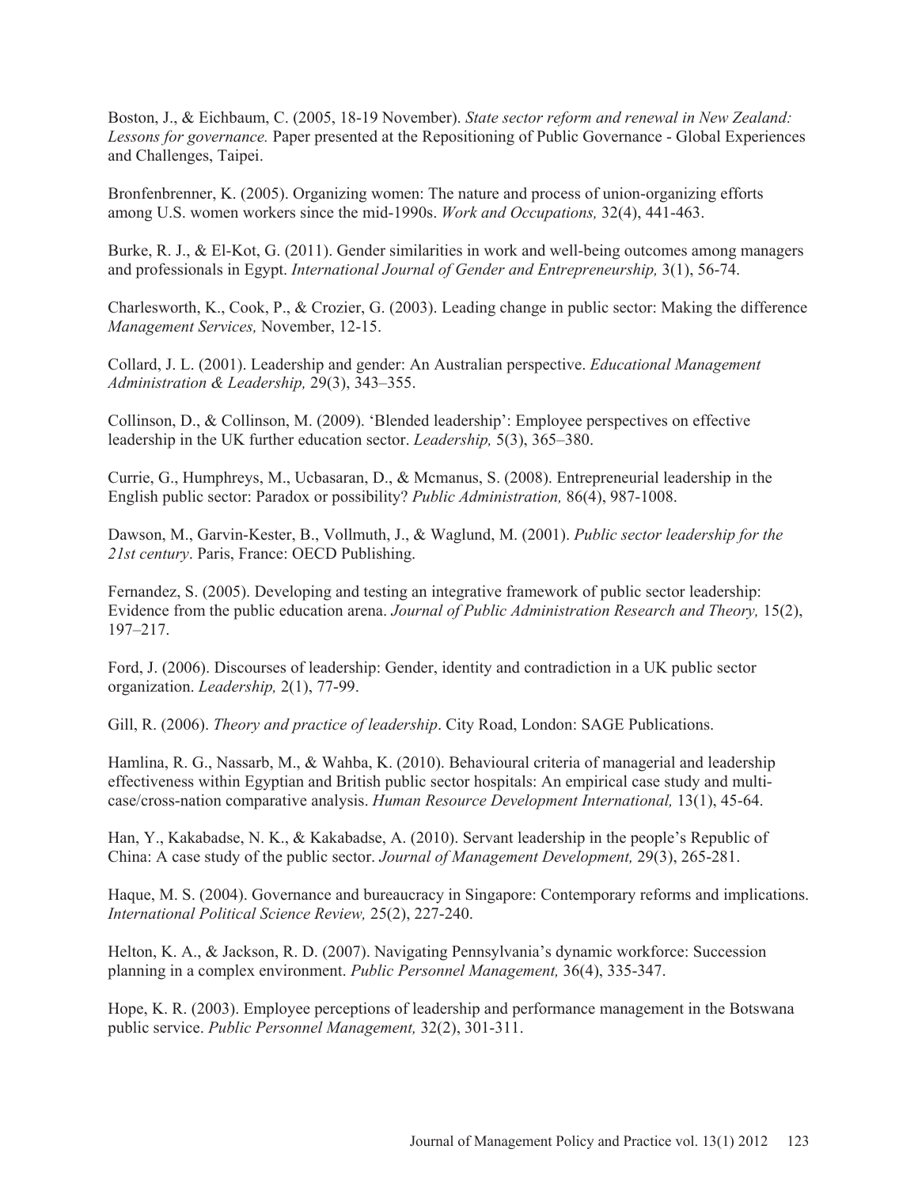Boston, J., & Eichbaum, C. (2005, 18-19 November). *State sector reform and renewal in New Zealand: Lessons for governance.* Paper presented at the Repositioning of Public Governance - Global Experiences and Challenges, Taipei.

Bronfenbrenner, K. (2005). Organizing women: The nature and process of union-organizing efforts among U.S. women workers since the mid-1990s. *Work and Occupations,* 32(4), 441-463.

Burke, R. J., & El-Kot, G. (2011). Gender similarities in work and well-being outcomes among managers and professionals in Egypt. *International Journal of Gender and Entrepreneurship,* 3(1), 56-74.

Charlesworth, K., Cook, P., & Crozier, G. (2003). Leading change in public sector: Making the difference *Management Services,* November, 12-15.

Collard, J. L. (2001). Leadership and gender: An Australian perspective. *Educational Management Administration & Leadership,* 29(3), 343–355.

Collinson, D., & Collinson, M. (2009). 'Blended leadership': Employee perspectives on effective leadership in the UK further education sector. *Leadership,* 5(3), 365–380.

Currie, G., Humphreys, M., Ucbasaran, D., & Mcmanus, S. (2008). Entrepreneurial leadership in the English public sector: Paradox or possibility? *Public Administration,* 86(4), 987-1008.

Dawson, M., Garvin-Kester, B., Vollmuth, J., & Waglund, M. (2001). *Public sector leadership for the 21st century*. Paris, France: OECD Publishing.

Fernandez, S. (2005). Developing and testing an integrative framework of public sector leadership: Evidence from the public education arena. *Journal of Public Administration Research and Theory,* 15(2), 197–217.

Ford, J. (2006). Discourses of leadership: Gender, identity and contradiction in a UK public sector organization. *Leadership,* 2(1), 77-99.

Gill, R. (2006). *Theory and practice of leadership*. City Road, London: SAGE Publications.

Hamlina, R. G., Nassarb, M., & Wahba, K. (2010). Behavioural criteria of managerial and leadership effectiveness within Egyptian and British public sector hospitals: An empirical case study and multi-case/cross-nation comparative analysis. *Human Resource Development International,* 13(1), 45-64.

Han, Y., Kakabadse, N. K., & Kakabadse, A. (2010). Servant leadership in the people's Republic of China: A case study of the public sector. *Journal of Management Development,* 29(3), 265-281.

Haque, M. S. (2004). Governance and bureaucracy in Singapore: Contemporary reforms and implications. *International Political Science Review,* 25(2), 227-240.

Helton, K. A., & Jackson, R. D. (2007). Navigating Pennsylvania's dynamic workforce: Succession planning in a complex environment. *Public Personnel Management,* 36(4), 335-347.

Hope, K. R. (2003). Employee perceptions of leadership and performance management in the Botswana public service. *Public Personnel Management,* 32(2), 301-311.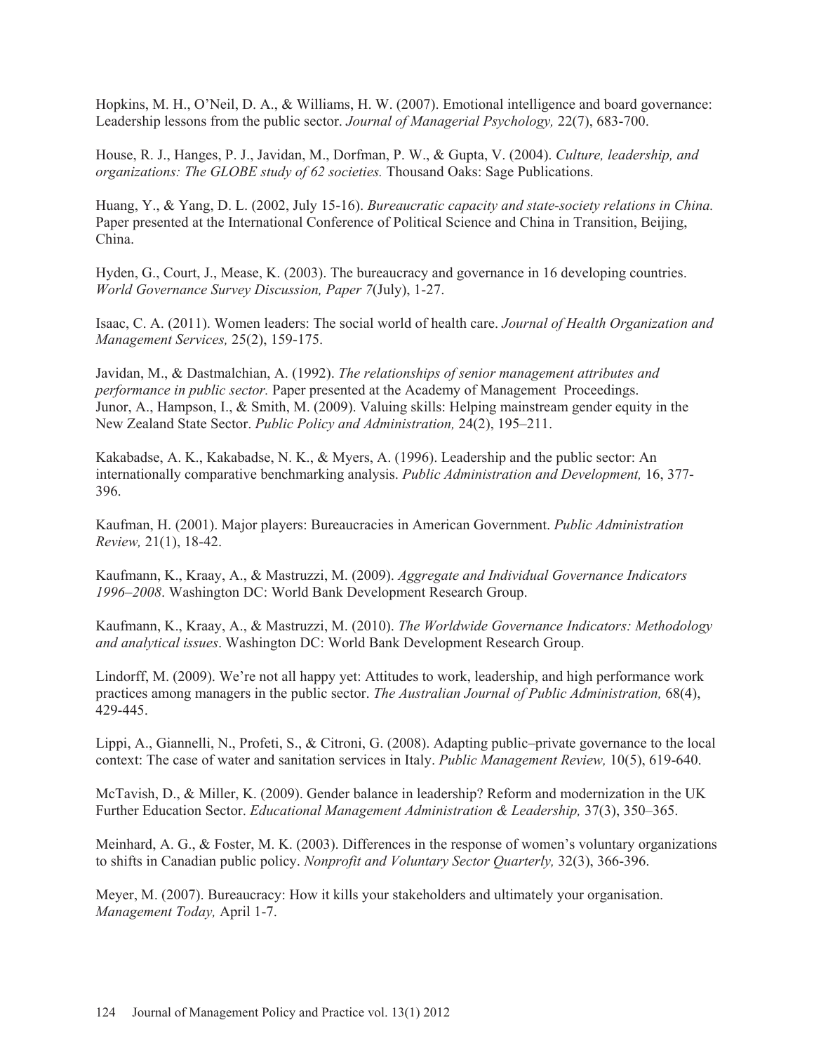Hopkins, M. H., O'Neil, D. A., & Williams, H. W. (2007). Emotional intelligence and board governance: Leadership lessons from the public sector. *Journal of Managerial Psychology,* 22(7), 683-700.

House, R. J., Hanges, P. J., Javidan, M., Dorfman, P. W., & Gupta, V. (2004). *Culture, leadership, and organizations: The GLOBE study of 62 societies.* Thousand Oaks: Sage Publications.

Huang, Y., & Yang, D. L. (2002, July 15-16). *Bureaucratic capacity and state-society relations in China.* Paper presented at the International Conference of Political Science and China in Transition, Beijing, China.

Hyden, G., Court, J., Mease, K. (2003). The bureaucracy and governance in 16 developing countries. *World Governance Survey Discussion, Paper 7*(July), 1-27.

Isaac, C. A. (2011). Women leaders: The social world of health care. *Journal of Health Organization and Management Services,* 25(2), 159-175.

Javidan, M., & Dastmalchian, A. (1992). *The relationships of senior management attributes and performance in public sector.* Paper presented at the Academy of Management Proceedings.
Junor, A., Hampson, I., & Smith, M. (2009). Valuing skills: Helping mainstream gender equity in the New Zealand State Sector. *Public Policy and Administration,* 24(2), 195–211.

Kakabadse, A. K., Kakabadse, N. K., & Myers, A. (1996). Leadership and the public sector: An internationally comparative benchmarking analysis. *Public Administration and Development,* 16, 377-396.

Kaufman, H. (2001). Major players: Bureaucracies in American Government. *Public Administration Review,* 21(1), 18-42.

Kaufmann, K., Kraay, A., & Mastruzzi, M. (2009). *Aggregate and Individual Governance Indicators 1996–2008*. Washington DC: World Bank Development Research Group.

Kaufmann, K., Kraay, A., & Mastruzzi, M. (2010). *The Worldwide Governance Indicators: Methodology and analytical issues*. Washington DC: World Bank Development Research Group.

Lindorff, M. (2009). We're not all happy yet: Attitudes to work, leadership, and high performance work practices among managers in the public sector. *The Australian Journal of Public Administration,* 68(4), 429-445.

Lippi, A., Giannelli, N., Profeti, S., & Citroni, G. (2008). Adapting public–private governance to the local context: The case of water and sanitation services in Italy. *Public Management Review,* 10(5), 619-640.

McTavish, D., & Miller, K. (2009). Gender balance in leadership? Reform and modernization in the UK Further Education Sector. *Educational Management Administration & Leadership,* 37(3), 350–365.

Meinhard, A. G., & Foster, M. K. (2003). Differences in the response of women's voluntary organizations to shifts in Canadian public policy. *Nonprofit and Voluntary Sector Quarterly,* 32(3), 366-396.

Meyer, M. (2007). Bureaucracy: How it kills your stakeholders and ultimately your organisation. *Management Today,* April 1-7.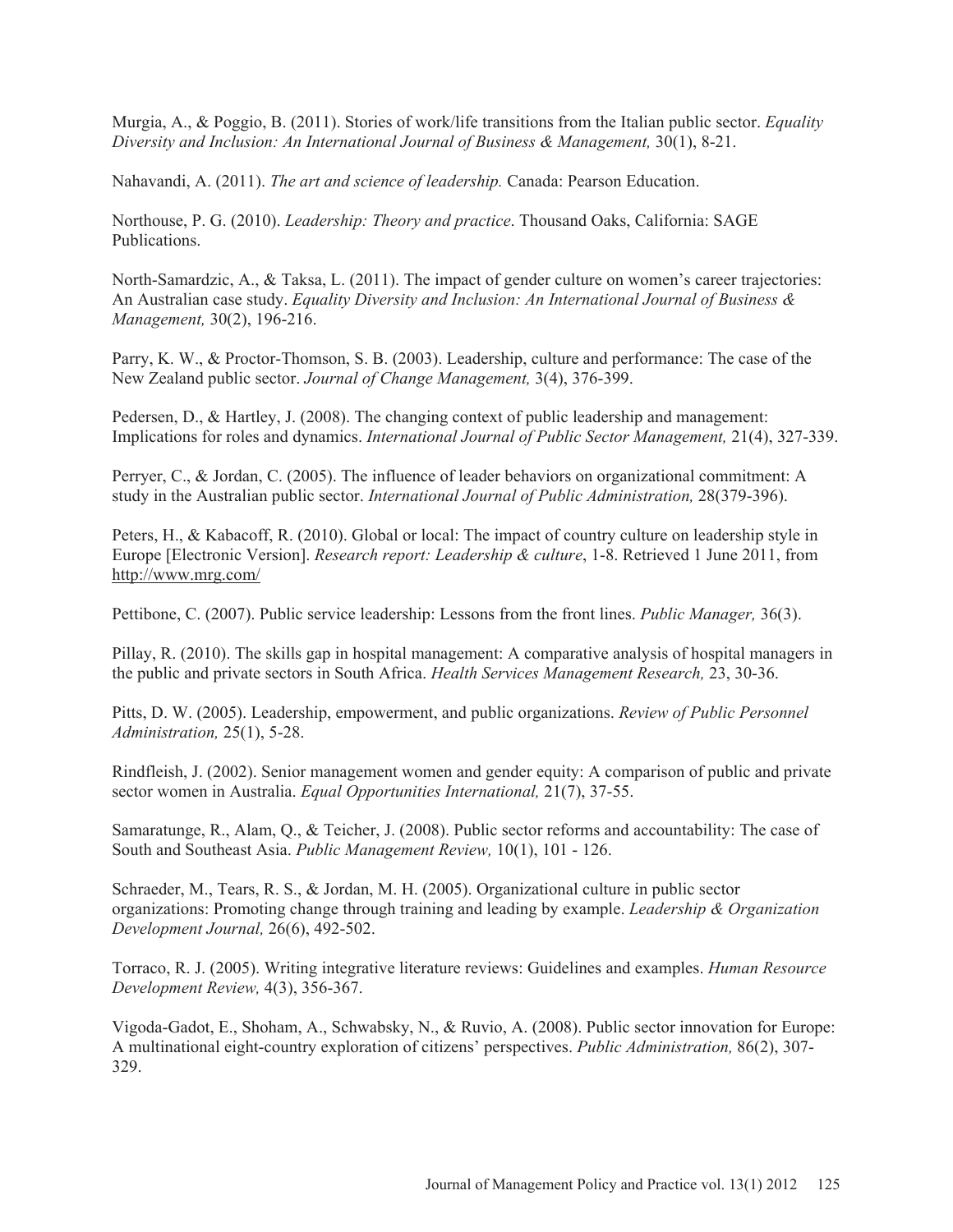Murgia, A., & Poggio, B. (2011). Stories of work/life transitions from the Italian public sector. *Equality Diversity and Inclusion: An International Journal of Business & Management,* 30(1), 8-21.

Nahavandi, A. (2011). *The art and science of leadership.* Canada: Pearson Education.

Northouse, P. G. (2010). *Leadership: Theory and practice*. Thousand Oaks, California: SAGE Publications.

North-Samardzic, A., & Taksa, L. (2011). The impact of gender culture on women's career trajectories: An Australian case study. *Equality Diversity and Inclusion: An International Journal of Business & Management,* 30(2), 196-216.

Parry, K. W., & Proctor-Thomson, S. B. (2003). Leadership, culture and performance: The case of the New Zealand public sector. *Journal of Change Management,* 3(4), 376-399.

Pedersen, D., & Hartley, J. (2008). The changing context of public leadership and management: Implications for roles and dynamics. *International Journal of Public Sector Management,* 21(4), 327-339.

Perryer, C., & Jordan, C. (2005). The influence of leader behaviors on organizational commitment: A study in the Australian public sector. *International Journal of Public Administration,* 28(379-396).

Peters, H., & Kabacoff, R. (2010). Global or local: The impact of country culture on leadership style in Europe [Electronic Version]. *Research report: Leadership & culture*, 1-8. Retrieved 1 June 2011, from http://www.mrg.com/

Pettibone, C. (2007). Public service leadership: Lessons from the front lines. *Public Manager,* 36(3).

Pillay, R. (2010). The skills gap in hospital management: A comparative analysis of hospital managers in the public and private sectors in South Africa. *Health Services Management Research,* 23, 30-36.

Pitts, D. W. (2005). Leadership, empowerment, and public organizations. *Review of Public Personnel Administration,* 25(1), 5-28.

Rindfleish, J. (2002). Senior management women and gender equity: A comparison of public and private sector women in Australia. *Equal Opportunities International,* 21(7), 37-55.

Samaratunge, R., Alam, Q., & Teicher, J. (2008). Public sector reforms and accountability: The case of South and Southeast Asia. *Public Management Review,* 10(1), 101 - 126.

Schraeder, M., Tears, R. S., & Jordan, M. H. (2005). Organizational culture in public sector organizations: Promoting change through training and leading by example. *Leadership & Organization Development Journal,* 26(6), 492-502.

Torraco, R. J. (2005). Writing integrative literature reviews: Guidelines and examples. *Human Resource Development Review,* 4(3), 356-367.

Vigoda-Gadot, E., Shoham, A., Schwabsky, N., & Ruvio, A. (2008). Public sector innovation for Europe: A multinational eight-country exploration of citizens' perspectives. *Public Administration,* 86(2), 307-329.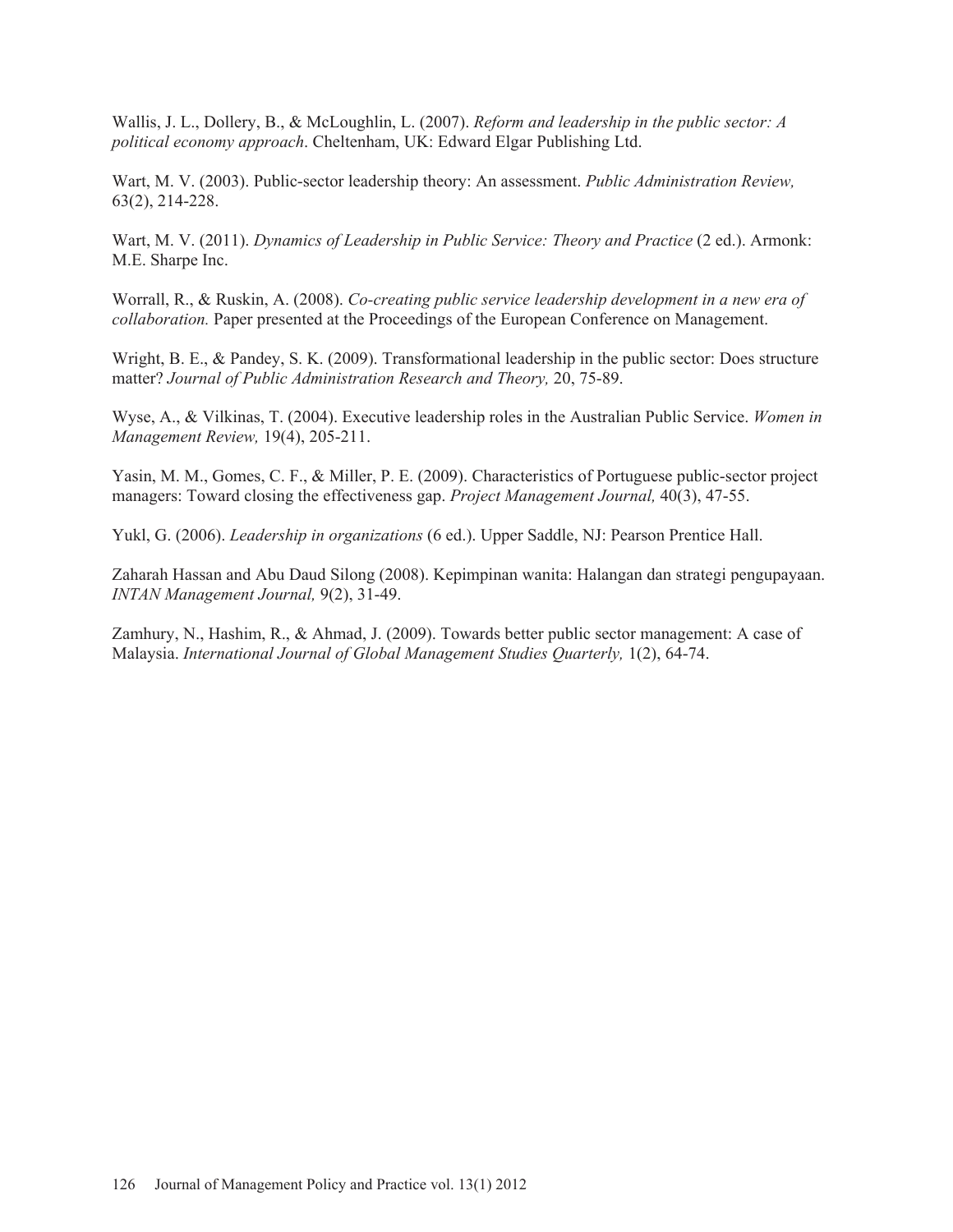Wallis, J. L., Dollery, B., & McLoughlin, L. (2007). *Reform and leadership in the public sector: A political economy approach*. Cheltenham, UK: Edward Elgar Publishing Ltd.

Wart, M. V. (2003). Public-sector leadership theory: An assessment. *Public Administration Review,* 63(2), 214-228.

Wart, M. V. (2011). *Dynamics of Leadership in Public Service: Theory and Practice* (2 ed.). Armonk: M.E. Sharpe Inc.

Worrall, R., & Ruskin, A. (2008). *Co-creating public service leadership development in a new era of collaboration.* Paper presented at the Proceedings of the European Conference on Management.

Wright, B. E., & Pandey, S. K. (2009). Transformational leadership in the public sector: Does structure matter? *Journal of Public Administration Research and Theory,* 20, 75-89.

Wyse, A., & Vilkinas, T. (2004). Executive leadership roles in the Australian Public Service. *Women in Management Review,* 19(4), 205-211.

Yasin, M. M., Gomes, C. F., & Miller, P. E. (2009). Characteristics of Portuguese public-sector project managers: Toward closing the effectiveness gap. *Project Management Journal,* 40(3), 47-55.

Yukl, G. (2006). *Leadership in organizations* (6 ed.). Upper Saddle, NJ: Pearson Prentice Hall.

Zaharah Hassan and Abu Daud Silong (2008). Kepimpinan wanita: Halangan dan strategi pengupayaan. *INTAN Management Journal,* 9(2), 31-49.

Zamhury, N., Hashim, R., & Ahmad, J. (2009). Towards better public sector management: A case of Malaysia. *International Journal of Global Management Studies Quarterly,* 1(2), 64-74.